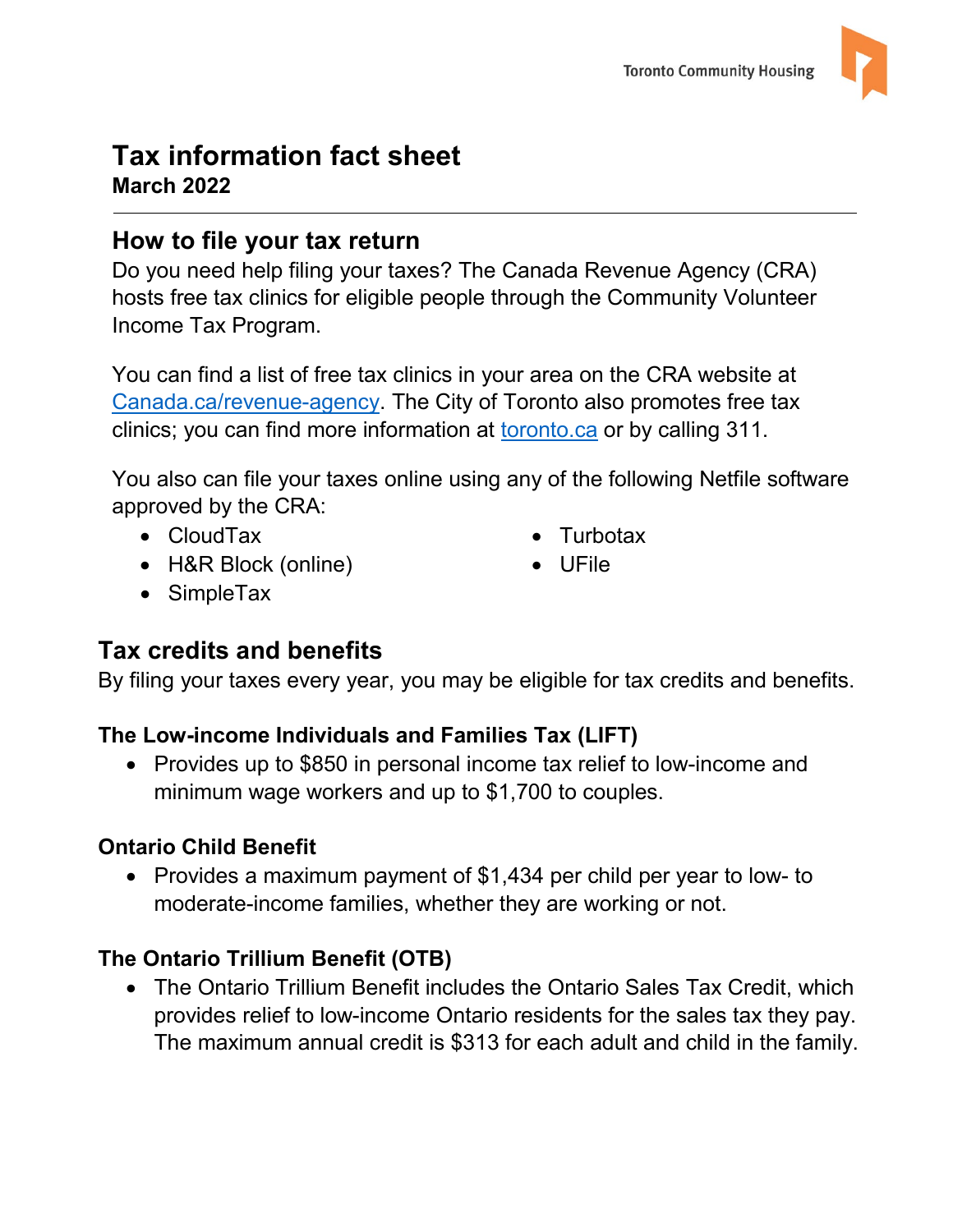# Tax information fact sheet

**March 2022**

## How to file your tax return

Do you need help filing your taxes? The Canada Revenue Agency (CRA) hosts free tax clinics for eligible people through the Community Volunteer Income Tax Program.

You can find a list of free tax clinics in your area on the CRA website at Canada.ca/revenue-agency. The City of Toronto also promotes free tax clinics; you can find more information at toronto.ca or by calling 311.

You also can file your taxes online using any of the following Netfile software approved by the CRA:

- CloudTax
- H&R Block (online)
- SimpleTax
- Turbotax
- UFile

## Tax credits and benefits

By filing your taxes every year, you may be eligible for tax credits and benefits.

### The Low-income Individuals and Families Tax (LIFT)

- Provides up to $850 in personal income tax relief to low-income and minimum wage workers and up to $1,700 to couples.

### Ontario Child Benefit

- Provides a maximum payment of $1,434 per child per year to low- to moderate-income families, whether they are working or not.

### The Ontario Trillium Benefit (OTB)

- The Ontario Trillium Benefit includes the Ontario Sales Tax Credit, which provides relief to low-income Ontario residents for the sales tax they pay. The maximum annual credit is $313 for each adult and child in the family.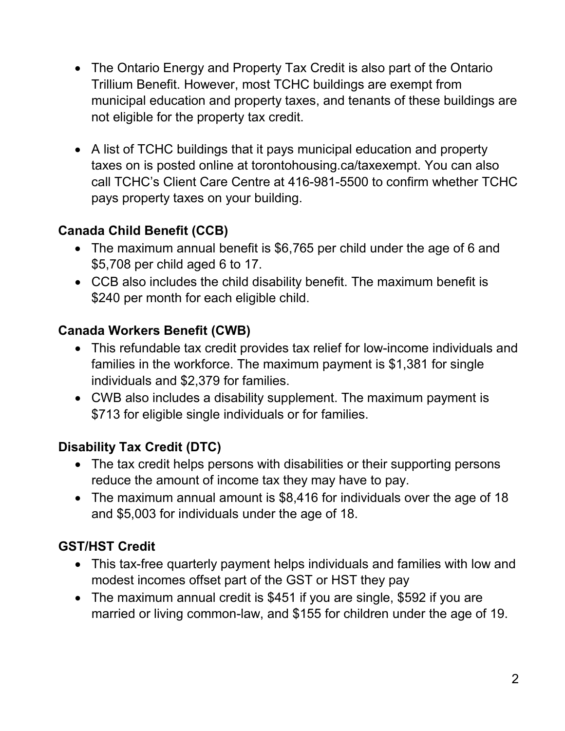- The Ontario Energy and Property Tax Credit is also part of the Ontario Trillium Benefit. However, most TCHC buildings are exempt from municipal education and property taxes, and tenants of these buildings are not eligible for the property tax credit.

- A list of TCHC buildings that it pays municipal education and property taxes on is posted online at torontohousing.ca/taxexempt. You can also call TCHC's Client Care Centre at 416-981-5500 to confirm whether TCHC pays property taxes on your building.

### Canada Child Benefit (CCB)

- The maximum annual benefit is $6,765 per child under the age of 6 and $5,708 per child aged 6 to 17.
- CCB also includes the child disability benefit. The maximum benefit is $240 per month for each eligible child.

### Canada Workers Benefit (CWB)

- This refundable tax credit provides tax relief for low-income individuals and families in the workforce. The maximum payment is $1,381 for single individuals and $2,379 for families.
- CWB also includes a disability supplement. The maximum payment is $713 for eligible single individuals or for families.

### Disability Tax Credit (DTC)

- The tax credit helps persons with disabilities or their supporting persons reduce the amount of income tax they may have to pay.
- The maximum annual amount is $8,416 for individuals over the age of 18 and $5,003 for individuals under the age of 18.

### GST/HST Credit

- This tax-free quarterly payment helps individuals and families with low and modest incomes offset part of the GST or HST they pay
- The maximum annual credit is $451 if you are single, $592 if you are married or living common-law, and $155 for children under the age of 19.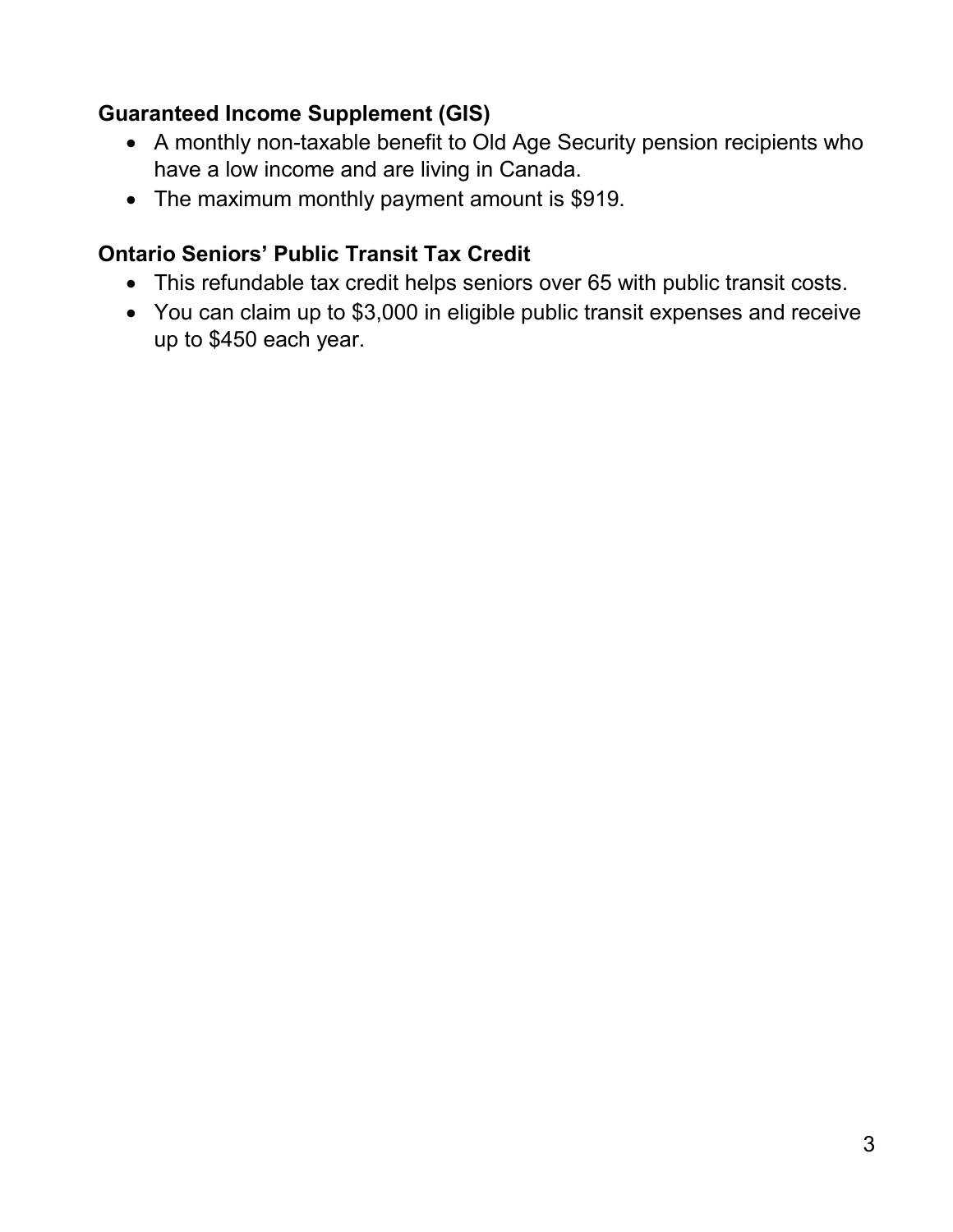### Guaranteed Income Supplement (GIS)

- A monthly non-taxable benefit to Old Age Security pension recipients who have a low income and are living in Canada.
- The maximum monthly payment amount is $919.

### Ontario Seniors' Public Transit Tax Credit

- This refundable tax credit helps seniors over 65 with public transit costs.
- You can claim up to $3,000 in eligible public transit expenses and receive up to $450 each year.